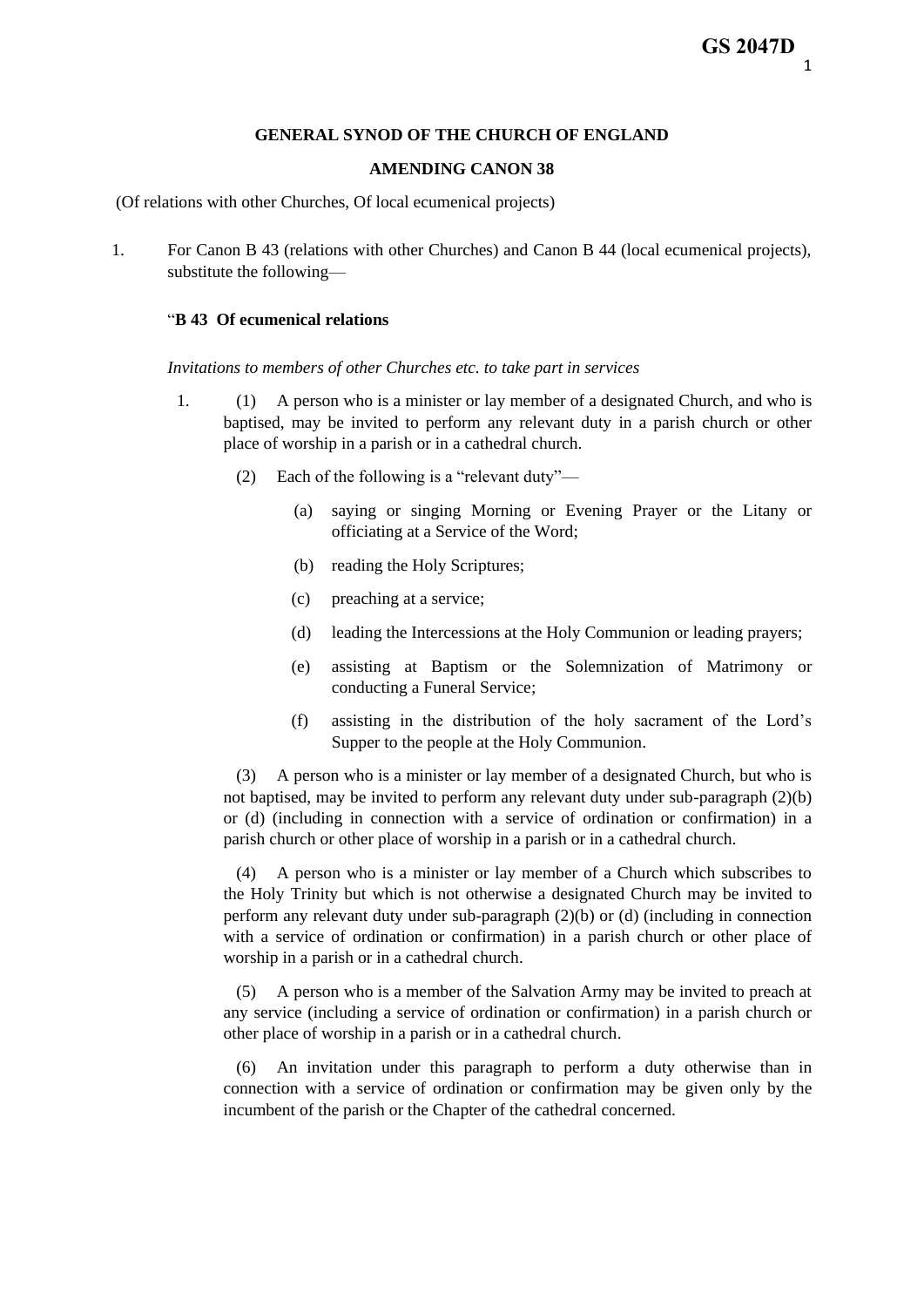GS 2047D

**GENERAL SYNOD OF THE CHURCH OF ENGLAND**

**AMENDING CANON 38**

(Of relations with other Churches, Of local ecumenical projects)

1. For Canon B 43 (relations with other Churches) and Canon B 44 (local ecumenical projects), substitute the following—

"**B 43 Of ecumenical relations**

*Invitations to members of other Churches etc. to take part in services*

1. (1) A person who is a minister or lay member of a designated Church, and who is baptised, may be invited to perform any relevant duty in a parish church or other place of worship in a parish or in a cathedral church.

   (2) Each of the following is a "relevant duty"—

   (a) saying or singing Morning or Evening Prayer or the Litany or officiating at a Service of the Word;

   (b) reading the Holy Scriptures;

   (c) preaching at a service;

   (d) leading the Intercessions at the Holy Communion or leading prayers;

   (e) assisting at Baptism or the Solemnization of Matrimony or conducting a Funeral Service;

   (f) assisting in the distribution of the holy sacrament of the Lord's Supper to the people at the Holy Communion.

   (3) A person who is a minister or lay member of a designated Church, but who is not baptised, may be invited to perform any relevant duty under sub-paragraph (2)(b) or (d) (including in connection with a service of ordination or confirmation) in a parish church or other place of worship in a parish or in a cathedral church.

   (4) A person who is a minister or lay member of a Church which subscribes to the Holy Trinity but which is not otherwise a designated Church may be invited to perform any relevant duty under sub-paragraph (2)(b) or (d) (including in connection with a service of ordination or confirmation) in a parish church or other place of worship in a parish or in a cathedral church.

   (5) A person who is a member of the Salvation Army may be invited to preach at any service (including a service of ordination or confirmation) in a parish church or other place of worship in a parish or in a cathedral church.

   (6) An invitation under this paragraph to perform a duty otherwise than in connection with a service of ordination or confirmation may be given only by the incumbent of the parish or the Chapter of the cathedral concerned.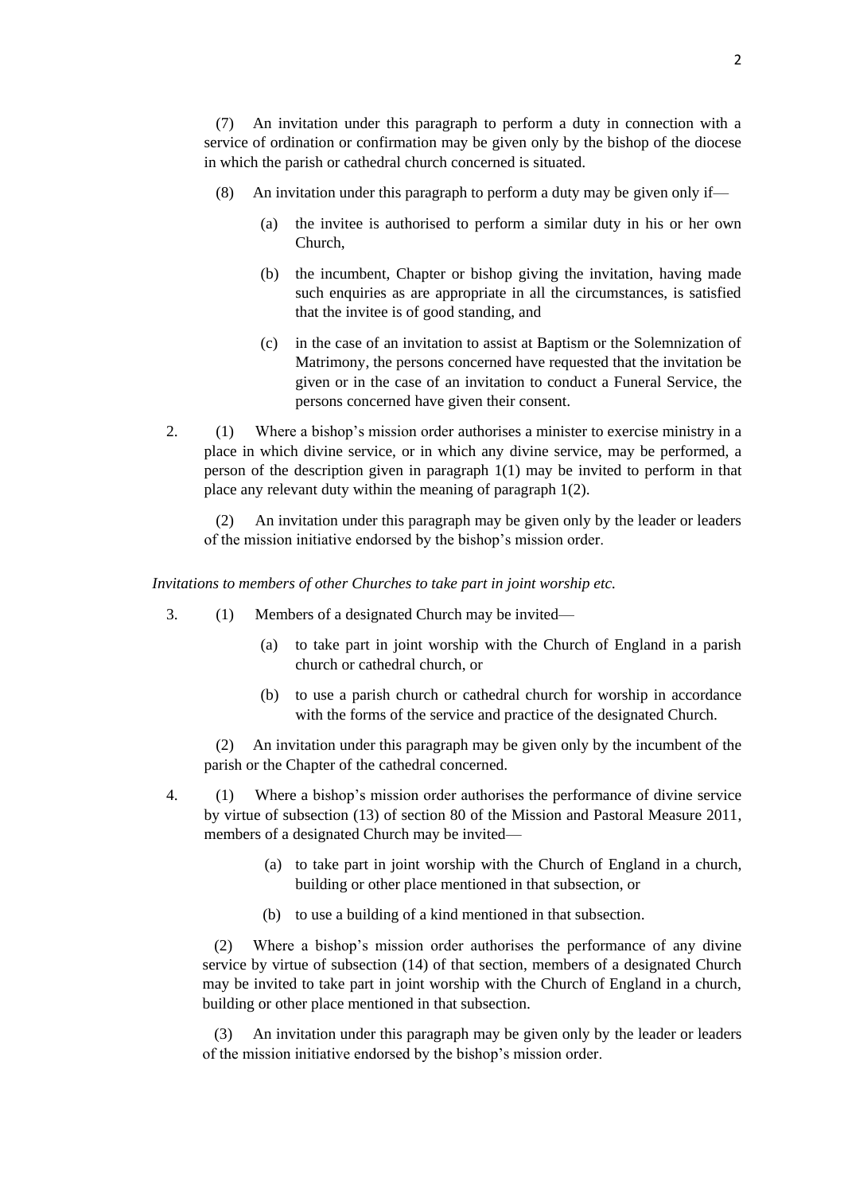(7) An invitation under this paragraph to perform a duty in connection with a service of ordination or confirmation may be given only by the bishop of the diocese in which the parish or cathedral church concerned is situated.

(8) An invitation under this paragraph to perform a duty may be given only if—

(a) the invitee is authorised to perform a similar duty in his or her own Church,

(b) the incumbent, Chapter or bishop giving the invitation, having made such enquiries as are appropriate in all the circumstances, is satisfied that the invitee is of good standing, and

(c) in the case of an invitation to assist at Baptism or the Solemnization of Matrimony, the persons concerned have requested that the invitation be given or in the case of an invitation to conduct a Funeral Service, the persons concerned have given their consent.

2. (1) Where a bishop's mission order authorises a minister to exercise ministry in a place in which divine service, or in which any divine service, may be performed, a person of the description given in paragraph 1(1) may be invited to perform in that place any relevant duty within the meaning of paragraph 1(2).

(2) An invitation under this paragraph may be given only by the leader or leaders of the mission initiative endorsed by the bishop's mission order.

*Invitations to members of other Churches to take part in joint worship etc.*

3. (1) Members of a designated Church may be invited—

(a) to take part in joint worship with the Church of England in a parish church or cathedral church, or

(b) to use a parish church or cathedral church for worship in accordance with the forms of the service and practice of the designated Church.

(2) An invitation under this paragraph may be given only by the incumbent of the parish or the Chapter of the cathedral concerned.

4. (1) Where a bishop's mission order authorises the performance of divine service by virtue of subsection (13) of section 80 of the Mission and Pastoral Measure 2011, members of a designated Church may be invited—

(a) to take part in joint worship with the Church of England in a church, building or other place mentioned in that subsection, or

(b) to use a building of a kind mentioned in that subsection.

(2) Where a bishop's mission order authorises the performance of any divine service by virtue of subsection (14) of that section, members of a designated Church may be invited to take part in joint worship with the Church of England in a church, building or other place mentioned in that subsection.

(3) An invitation under this paragraph may be given only by the leader or leaders of the mission initiative endorsed by the bishop's mission order.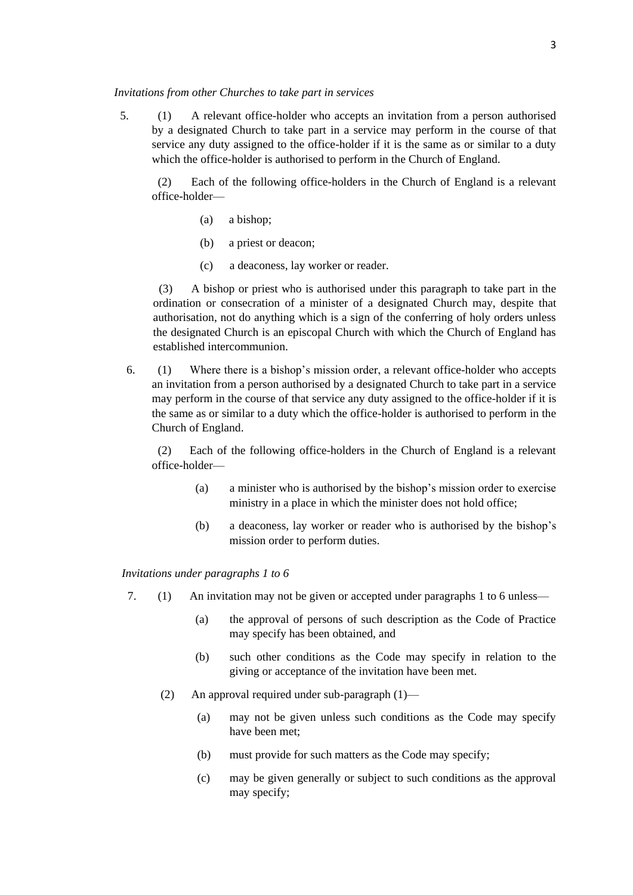*Invitations from other Churches to take part in services*

5. (1) A relevant office-holder who accepts an invitation from a person authorised by a designated Church to take part in a service may perform in the course of that service any duty assigned to the office-holder if it is the same as or similar to a duty which the office-holder is authorised to perform in the Church of England.

(2) Each of the following office-holders in the Church of England is a relevant office-holder—

(a) a bishop;

(b) a priest or deacon;

(c) a deaconess, lay worker or reader.

(3) A bishop or priest who is authorised under this paragraph to take part in the ordination or consecration of a minister of a designated Church may, despite that authorisation, not do anything which is a sign of the conferring of holy orders unless the designated Church is an episcopal Church with which the Church of England has established intercommunion.

6. (1) Where there is a bishop's mission order, a relevant office-holder who accepts an invitation from a person authorised by a designated Church to take part in a service may perform in the course of that service any duty assigned to the office-holder if it is the same as or similar to a duty which the office-holder is authorised to perform in the Church of England.

(2) Each of the following office-holders in the Church of England is a relevant office-holder—

(a) a minister who is authorised by the bishop's mission order to exercise ministry in a place in which the minister does not hold office;

(b) a deaconess, lay worker or reader who is authorised by the bishop's mission order to perform duties.

*Invitations under paragraphs 1 to 6*

7. (1) An invitation may not be given or accepted under paragraphs 1 to 6 unless—

(a) the approval of persons of such description as the Code of Practice may specify has been obtained, and

(b) such other conditions as the Code may specify in relation to the giving or acceptance of the invitation have been met.

(2) An approval required under sub-paragraph (1)—

(a) may not be given unless such conditions as the Code may specify have been met;

(b) must provide for such matters as the Code may specify;

(c) may be given generally or subject to such conditions as the approval may specify;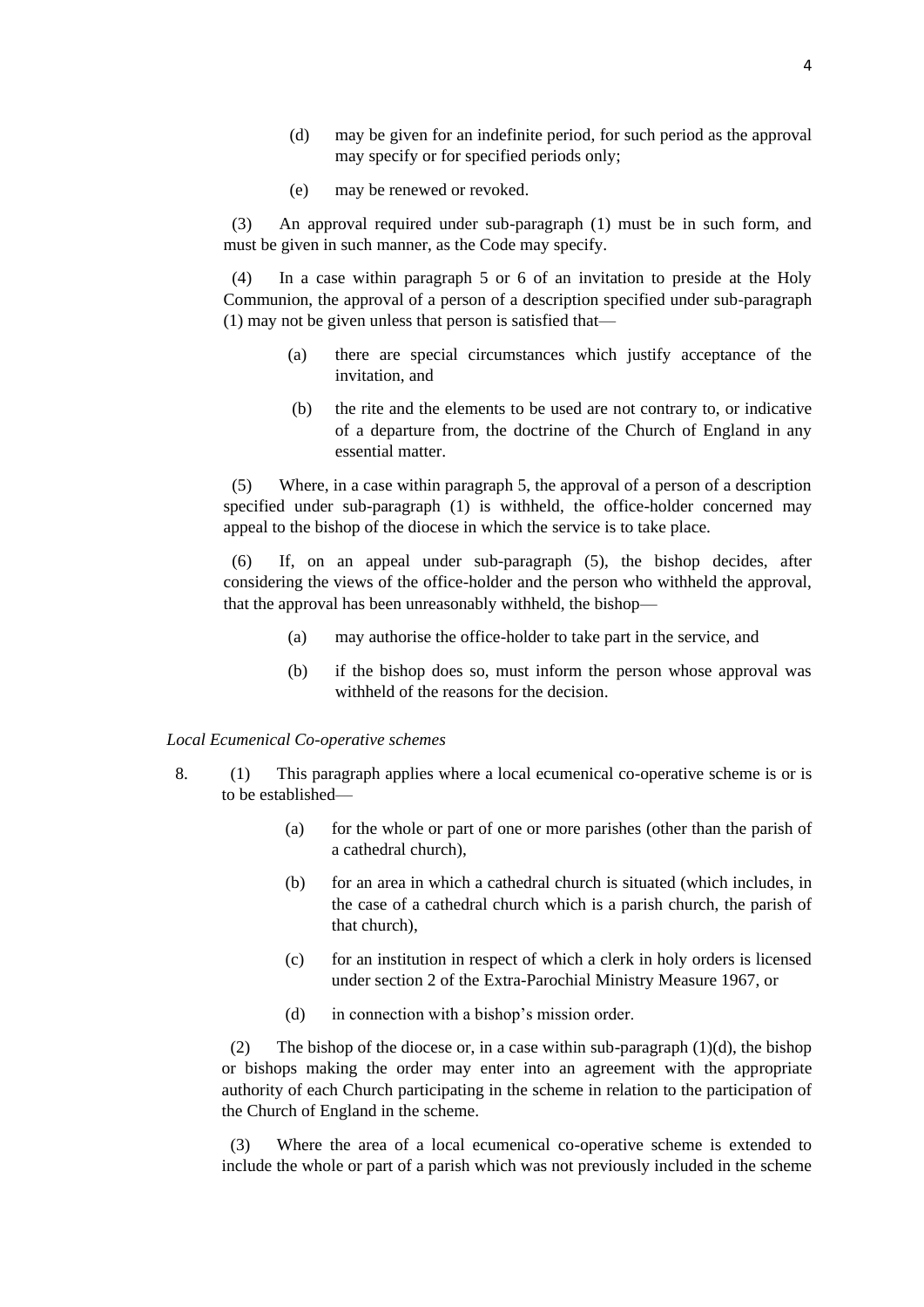(d) may be given for an indefinite period, for such period as the approval may specify or for specified periods only;

(e) may be renewed or revoked.

(3) An approval required under sub-paragraph (1) must be in such form, and must be given in such manner, as the Code may specify.

(4) In a case within paragraph 5 or 6 of an invitation to preside at the Holy Communion, the approval of a person of a description specified under sub-paragraph (1) may not be given unless that person is satisfied that—

(a) there are special circumstances which justify acceptance of the invitation, and

(b) the rite and the elements to be used are not contrary to, or indicative of a departure from, the doctrine of the Church of England in any essential matter.

(5) Where, in a case within paragraph 5, the approval of a person of a description specified under sub-paragraph (1) is withheld, the office-holder concerned may appeal to the bishop of the diocese in which the service is to take place.

(6) If, on an appeal under sub-paragraph (5), the bishop decides, after considering the views of the office-holder and the person who withheld the approval, that the approval has been unreasonably withheld, the bishop—

(a) may authorise the office-holder to take part in the service, and

(b) if the bishop does so, must inform the person whose approval was withheld of the reasons for the decision.

*Local Ecumenical Co-operative schemes*

8. (1) This paragraph applies where a local ecumenical co-operative scheme is or is to be established—

(a) for the whole or part of one or more parishes (other than the parish of a cathedral church),

(b) for an area in which a cathedral church is situated (which includes, in the case of a cathedral church which is a parish church, the parish of that church),

(c) for an institution in respect of which a clerk in holy orders is licensed under section 2 of the Extra-Parochial Ministry Measure 1967, or

(d) in connection with a bishop's mission order.

(2) The bishop of the diocese or, in a case within sub-paragraph (1)(d), the bishop or bishops making the order may enter into an agreement with the appropriate authority of each Church participating in the scheme in relation to the participation of the Church of England in the scheme.

(3) Where the area of a local ecumenical co-operative scheme is extended to include the whole or part of a parish which was not previously included in the scheme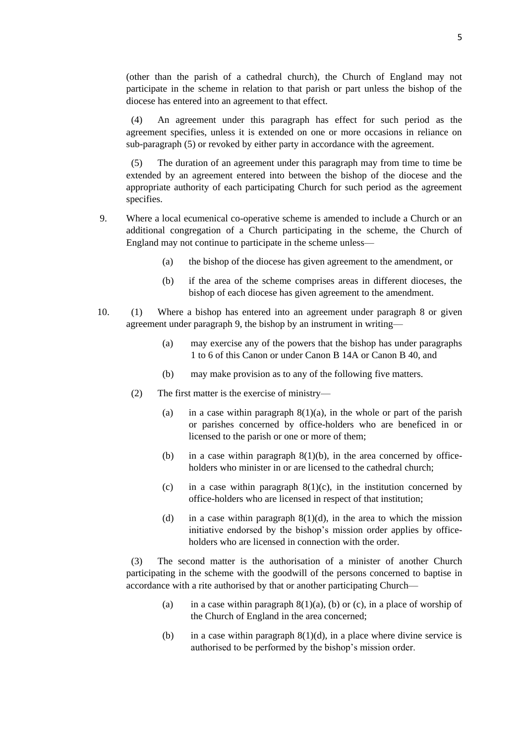(other than the parish of a cathedral church), the Church of England may not participate in the scheme in relation to that parish or part unless the bishop of the diocese has entered into an agreement to that effect.

(4) An agreement under this paragraph has effect for such period as the agreement specifies, unless it is extended on one or more occasions in reliance on sub-paragraph (5) or revoked by either party in accordance with the agreement.

(5) The duration of an agreement under this paragraph may from time to time be extended by an agreement entered into between the bishop of the diocese and the appropriate authority of each participating Church for such period as the agreement specifies.

9. Where a local ecumenical co-operative scheme is amended to include a Church or an additional congregation of a Church participating in the scheme, the Church of England may not continue to participate in the scheme unless—

   (a) the bishop of the diocese has given agreement to the amendment, or

   (b) if the area of the scheme comprises areas in different dioceses, the bishop of each diocese has given agreement to the amendment.

10. (1) Where a bishop has entered into an agreement under paragraph 8 or given agreement under paragraph 9, the bishop by an instrument in writing—

   (a) may exercise any of the powers that the bishop has under paragraphs 1 to 6 of this Canon or under Canon B 14A or Canon B 40, and

   (b) may make provision as to any of the following five matters.

(2) The first matter is the exercise of ministry—

   (a) in a case within paragraph 8(1)(a), in the whole or part of the parish or parishes concerned by office-holders who are beneficed in or licensed to the parish or one or more of them;

   (b) in a case within paragraph 8(1)(b), in the area concerned by office-holders who minister in or are licensed to the cathedral church;

   (c) in a case within paragraph 8(1)(c), in the institution concerned by office-holders who are licensed in respect of that institution;

   (d) in a case within paragraph 8(1)(d), in the area to which the mission initiative endorsed by the bishop's mission order applies by office-holders who are licensed in connection with the order.

(3) The second matter is the authorisation of a minister of another Church participating in the scheme with the goodwill of the persons concerned to baptise in accordance with a rite authorised by that or another participating Church—

   (a) in a case within paragraph 8(1)(a), (b) or (c), in a place of worship of the Church of England in the area concerned;

   (b) in a case within paragraph 8(1)(d), in a place where divine service is authorised to be performed by the bishop's mission order.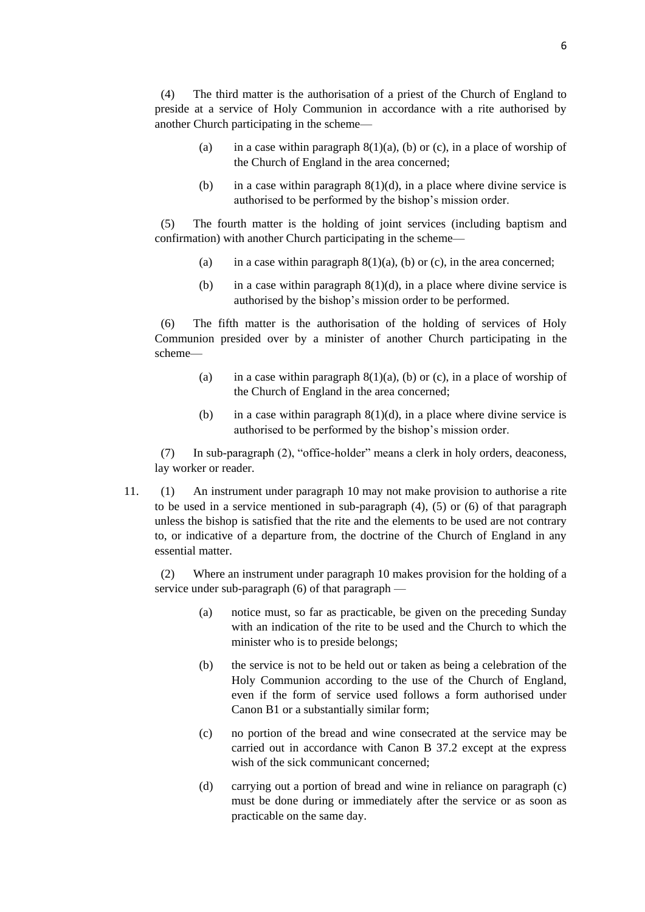(4) The third matter is the authorisation of a priest of the Church of England to preside at a service of Holy Communion in accordance with a rite authorised by another Church participating in the scheme—

(a) in a case within paragraph 8(1)(a), (b) or (c), in a place of worship of the Church of England in the area concerned;

(b) in a case within paragraph 8(1)(d), in a place where divine service is authorised to be performed by the bishop's mission order.

(5) The fourth matter is the holding of joint services (including baptism and confirmation) with another Church participating in the scheme—

(a) in a case within paragraph 8(1)(a), (b) or (c), in the area concerned;

(b) in a case within paragraph 8(1)(d), in a place where divine service is authorised by the bishop's mission order to be performed.

(6) The fifth matter is the authorisation of the holding of services of Holy Communion presided over by a minister of another Church participating in the scheme—

(a) in a case within paragraph 8(1)(a), (b) or (c), in a place of worship of the Church of England in the area concerned;

(b) in a case within paragraph 8(1)(d), in a place where divine service is authorised to be performed by the bishop's mission order.

(7) In sub-paragraph (2), "office-holder" means a clerk in holy orders, deaconess, lay worker or reader.

11. (1) An instrument under paragraph 10 may not make provision to authorise a rite to be used in a service mentioned in sub-paragraph (4), (5) or (6) of that paragraph unless the bishop is satisfied that the rite and the elements to be used are not contrary to, or indicative of a departure from, the doctrine of the Church of England in any essential matter.

(2) Where an instrument under paragraph 10 makes provision for the holding of a service under sub-paragraph (6) of that paragraph —

(a) notice must, so far as practicable, be given on the preceding Sunday with an indication of the rite to be used and the Church to which the minister who is to preside belongs;

(b) the service is not to be held out or taken as being a celebration of the Holy Communion according to the use of the Church of England, even if the form of service used follows a form authorised under Canon B1 or a substantially similar form;

(c) no portion of the bread and wine consecrated at the service may be carried out in accordance with Canon B 37.2 except at the express wish of the sick communicant concerned;

(d) carrying out a portion of bread and wine in reliance on paragraph (c) must be done during or immediately after the service or as soon as practicable on the same day.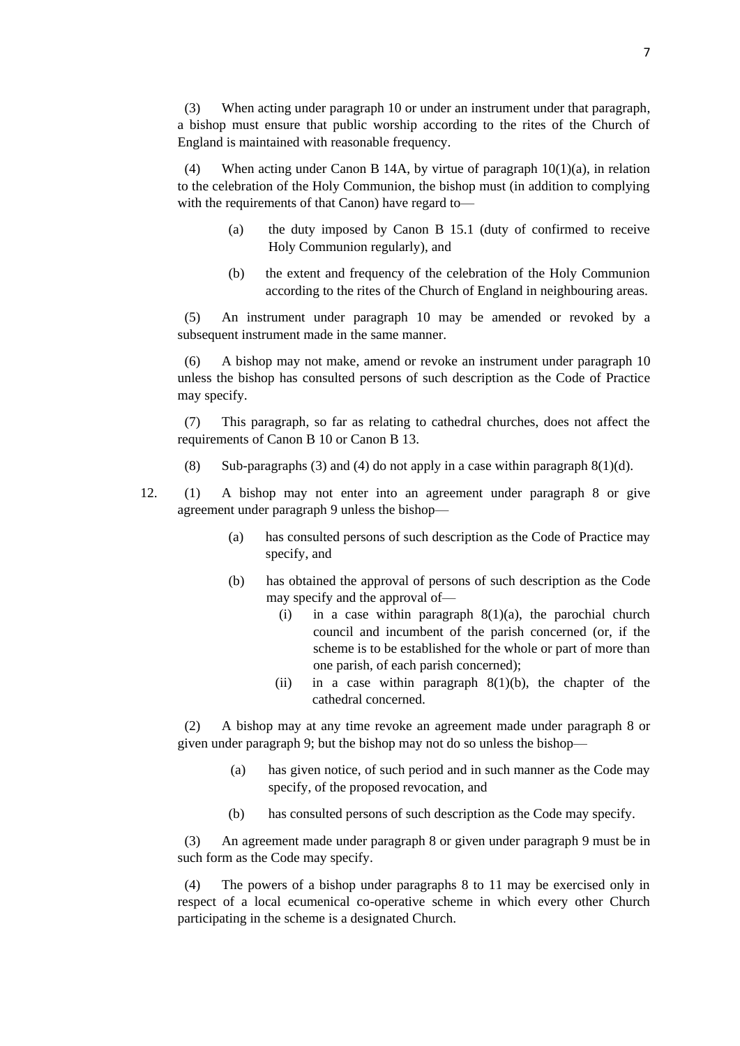(3) When acting under paragraph 10 or under an instrument under that paragraph, a bishop must ensure that public worship according to the rites of the Church of England is maintained with reasonable frequency.

(4) When acting under Canon B 14A, by virtue of paragraph 10(1)(a), in relation to the celebration of the Holy Communion, the bishop must (in addition to complying with the requirements of that Canon) have regard to—

(a) the duty imposed by Canon B 15.1 (duty of confirmed to receive Holy Communion regularly), and

(b) the extent and frequency of the celebration of the Holy Communion according to the rites of the Church of England in neighbouring areas.

(5) An instrument under paragraph 10 may be amended or revoked by a subsequent instrument made in the same manner.

(6) A bishop may not make, amend or revoke an instrument under paragraph 10 unless the bishop has consulted persons of such description as the Code of Practice may specify.

(7) This paragraph, so far as relating to cathedral churches, does not affect the requirements of Canon B 10 or Canon B 13.

(8) Sub-paragraphs (3) and (4) do not apply in a case within paragraph 8(1)(d).

12. (1) A bishop may not enter into an agreement under paragraph 8 or give agreement under paragraph 9 unless the bishop—

(a) has consulted persons of such description as the Code of Practice may specify, and

(b) has obtained the approval of persons of such description as the Code may specify and the approval of—

(i) in a case within paragraph 8(1)(a), the parochial church council and incumbent of the parish concerned (or, if the scheme is to be established for the whole or part of more than one parish, of each parish concerned);

(ii) in a case within paragraph 8(1)(b), the chapter of the cathedral concerned.

(2) A bishop may at any time revoke an agreement made under paragraph 8 or given under paragraph 9; but the bishop may not do so unless the bishop—

(a) has given notice, of such period and in such manner as the Code may specify, of the proposed revocation, and

(b) has consulted persons of such description as the Code may specify.

(3) An agreement made under paragraph 8 or given under paragraph 9 must be in such form as the Code may specify.

(4) The powers of a bishop under paragraphs 8 to 11 may be exercised only in respect of a local ecumenical co-operative scheme in which every other Church participating in the scheme is a designated Church.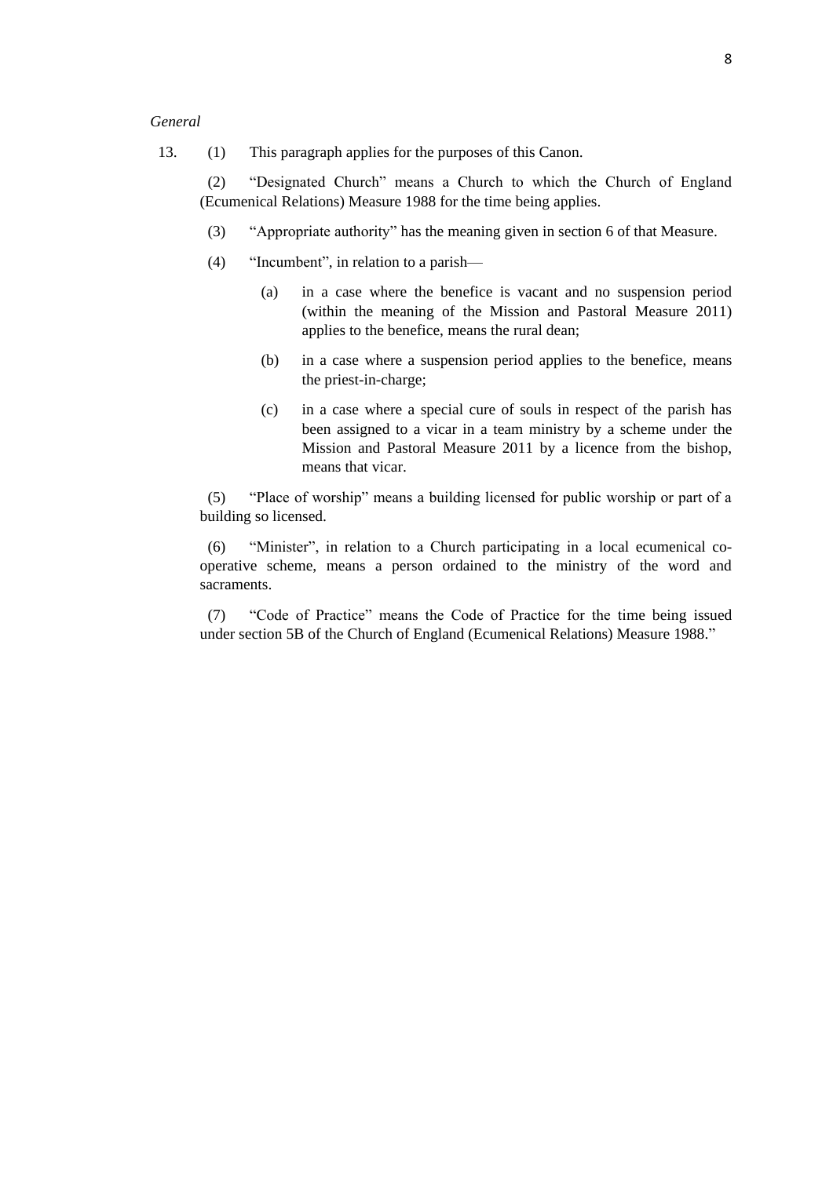*General*

13. (1) This paragraph applies for the purposes of this Canon.

(2) "Designated Church" means a Church to which the Church of England (Ecumenical Relations) Measure 1988 for the time being applies.

(3) "Appropriate authority" has the meaning given in section 6 of that Measure.

(4) "Incumbent", in relation to a parish—

(a) in a case where the benefice is vacant and no suspension period (within the meaning of the Mission and Pastoral Measure 2011) applies to the benefice, means the rural dean;

(b) in a case where a suspension period applies to the benefice, means the priest-in-charge;

(c) in a case where a special cure of souls in respect of the parish has been assigned to a vicar in a team ministry by a scheme under the Mission and Pastoral Measure 2011 by a licence from the bishop, means that vicar.

(5) "Place of worship" means a building licensed for public worship or part of a building so licensed.

(6) "Minister", in relation to a Church participating in a local ecumenical co-operative scheme, means a person ordained to the ministry of the word and sacraments.

(7) "Code of Practice" means the Code of Practice for the time being issued under section 5B of the Church of England (Ecumenical Relations) Measure 1988."